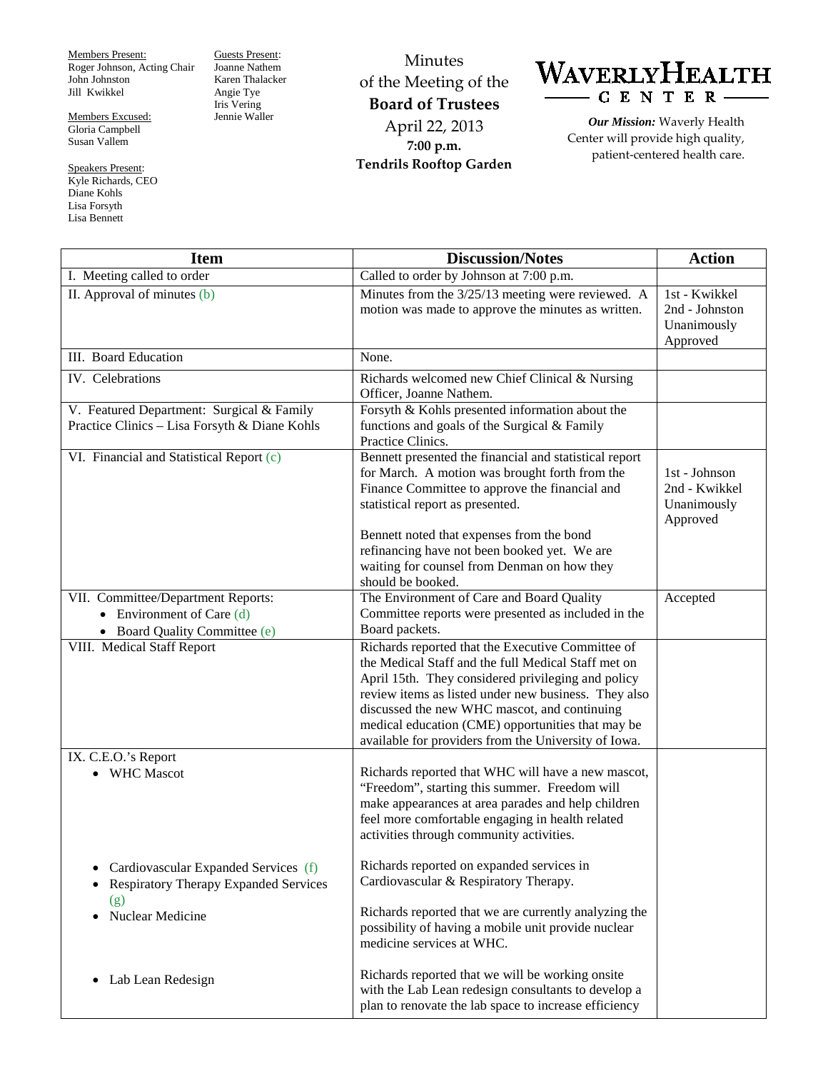Members Present:
Roger Johnson, Acting Chair
John Johnston
Jill Kwikkel

Members Excused:
Gloria Campbell
Susan Vallem

Speakers Present:
Kyle Richards, CEO
Diane Kohls
Lisa Forsyth
Lisa Bennett

Guests Present:
Joanne Nathem
Karen Thalacker
Angie Tye
Iris Vering
Jennie Waller

# Minutes of the Meeting of the **Board of Trustees**

April 22, 2013
**7:00 p.m.**
**Tendrils Rooftop Garden**

WAVERLY HEALTH CENTER

***Our Mission:*** Waverly Health Center will provide high quality, patient-centered health care.

| Item | Discussion/Notes | Action |
|---|---|---|
| I. Meeting called to order | Called to order by Johnson at 7:00 p.m. | |
| II. Approval of minutes (b) | Minutes from the 3/25/13 meeting were reviewed. A motion was made to approve the minutes as written. | 1st - Kwikkel<br>2nd - Johnston<br>Unanimously Approved |
| III. Board Education | None. | |
| IV. Celebrations | Richards welcomed new Chief Clinical & Nursing Officer, Joanne Nathem. | |
| V. Featured Department: Surgical & Family Practice Clinics – Lisa Forsyth & Diane Kohls | Forsyth & Kohls presented information about the functions and goals of the Surgical & Family Practice Clinics. | |
| VI. Financial and Statistical Report (c) | Bennett presented the financial and statistical report for March. A motion was brought forth from the Finance Committee to approve the financial and statistical report as presented.<br><br>Bennett noted that expenses from the bond refinancing have not been booked yet. We are waiting for counsel from Denman on how they should be booked. | 1st - Johnson<br>2nd - Kwikkel<br>Unanimously Approved |
| VII. Committee/Department Reports:<br>• Environment of Care (d)<br>• Board Quality Committee (e) | The Environment of Care and Board Quality Committee reports were presented as included in the Board packets. | Accepted |
| VIII. Medical Staff Report | Richards reported that the Executive Committee of the Medical Staff and the full Medical Staff met on April 15th. They considered privileging and policy review items as listed under new business. They also discussed the new WHC mascot, and continuing medical education (CME) opportunities that may be available for providers from the University of Iowa. | |
| IX. C.E.O.'s Report<br>• WHC Mascot | Richards reported that WHC will have a new mascot, "Freedom", starting this summer. Freedom will make appearances at area parades and help children feel more comfortable engaging in health related activities through community activities. | |
| • Cardiovascular Expanded Services (f)<br>• Respiratory Therapy Expanded Services (g) | Richards reported on expanded services in Cardiovascular & Respiratory Therapy. | |
| • Nuclear Medicine | Richards reported that we are currently analyzing the possibility of having a mobile unit provide nuclear medicine services at WHC. | |
| • Lab Lean Redesign | Richards reported that we will be working onsite with the Lab Lean redesign consultants to develop a plan to renovate the lab space to increase efficiency | |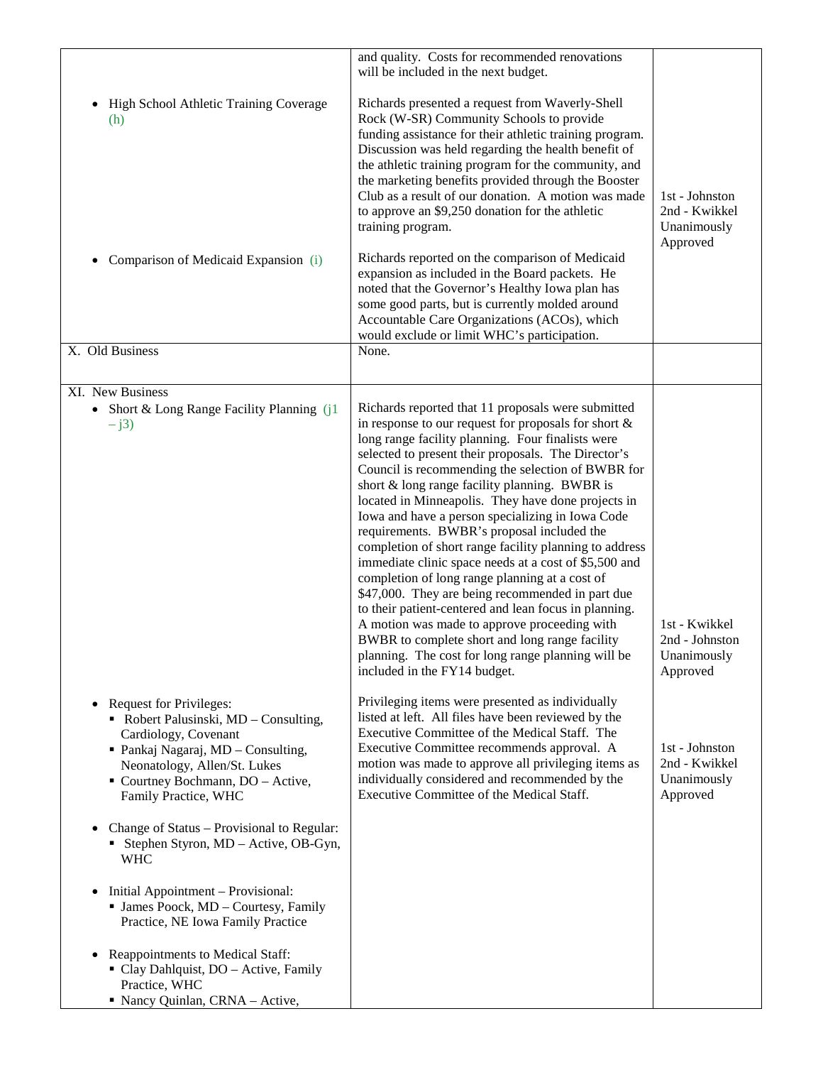| | | |
|---|---|---|
| | and quality. Costs for recommended renovations will be included in the next budget. | |
| • High School Athletic Training Coverage (h) | Richards presented a request from Waverly-Shell Rock (W-SR) Community Schools to provide funding assistance for their athletic training program. Discussion was held regarding the health benefit of the athletic training program for the community, and the marketing benefits provided through the Booster Club as a result of our donation. A motion was made to approve an $9,250 donation for the athletic training program. | 1st - Johnston<br>2nd - Kwikkel<br>Unanimously Approved |
| • Comparison of Medicaid Expansion (i) | Richards reported on the comparison of Medicaid expansion as included in the Board packets. He noted that the Governor's Healthy Iowa plan has some good parts, but is currently molded around Accountable Care Organizations (ACOs), which would exclude or limit WHC's participation. | |
| X. Old Business | None. | |
| XI. New Business<br>• Short & Long Range Facility Planning (j1 – j3) | Richards reported that 11 proposals were submitted in response to our request for proposals for short & long range facility planning. Four finalists were selected to present their proposals. The Director's Council is recommending the selection of BWBR for short & long range facility planning. BWBR is located in Minneapolis. They have done projects in Iowa and have a person specializing in Iowa Code requirements. BWBR's proposal included the completion of short range facility planning to address immediate clinic space needs at a cost of $5,500 and completion of long range planning at a cost of $47,000. They are being recommended in part due to their patient-centered and lean focus in planning. A motion was made to approve proceeding with BWBR to complete short and long range facility planning. The cost for long range planning will be included in the FY14 budget. | 1st - Kwikkel<br>2nd - Johnston<br>Unanimously Approved |
| • Request for Privileges:<br>▪ Robert Palusinski, MD – Consulting, Cardiology, Covenant<br>▪ Pankaj Nagaraj, MD – Consulting, Neonatology, Allen/St. Lukes<br>▪ Courtney Bochmann, DO – Active, Family Practice, WHC<br><br>• Change of Status – Provisional to Regular:<br>▪ Stephen Styron, MD – Active, OB-Gyn, WHC<br><br>• Initial Appointment – Provisional:<br>▪ James Poock, MD – Courtesy, Family Practice, NE Iowa Family Practice<br><br>• Reappointments to Medical Staff:<br>▪ Clay Dahlquist, DO – Active, Family Practice, WHC<br>▪ Nancy Quinlan, CRNA – Active, | Privileging items were presented as individually listed at left. All files have been reviewed by the Executive Committee of the Medical Staff. The Executive Committee recommends approval. A motion was made to approve all privileging items as individually considered and recommended by the Executive Committee of the Medical Staff. | 1st - Johnston<br>2nd - Kwikkel<br>Unanimously Approved |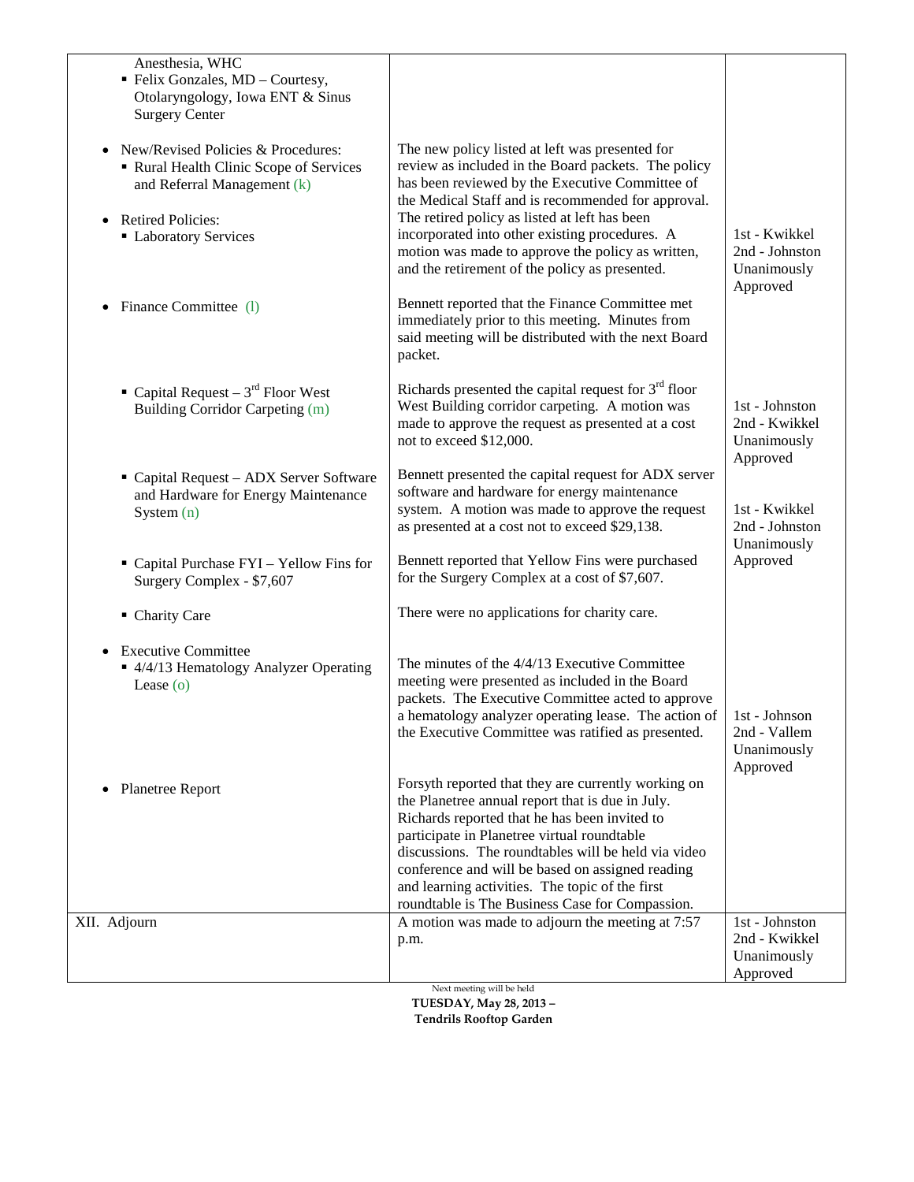| | | |
|---|---|---|
| Anesthesia, WHC<br>▪ Felix Gonzales, MD – Courtesy, Otolaryngology, Iowa ENT & Sinus Surgery Center | | |
| • New/Revised Policies & Procedures:<br>▪ Rural Health Clinic Scope of Services and Referral Management (k)<br><br>• Retired Policies:<br>▪ Laboratory Services | The new policy listed at left was presented for review as included in the Board packets. The policy has been reviewed by the Executive Committee of the Medical Staff and is recommended for approval. The retired policy as listed at left has been incorporated into other existing procedures. A motion was made to approve the policy as written, and the retirement of the policy as presented. | 1st - Kwikkel<br>2nd - Johnston<br>Unanimously Approved |
| • Finance Committee (l) | Bennett reported that the Finance Committee met immediately prior to this meeting. Minutes from said meeting will be distributed with the next Board packet. | |
| ▪ Capital Request – 3rd Floor West Building Corridor Carpeting (m) | Richards presented the capital request for 3rd floor West Building corridor carpeting. A motion was made to approve the request as presented at a cost not to exceed $12,000. | 1st - Johnston<br>2nd - Kwikkel<br>Unanimously Approved |
| ▪ Capital Request – ADX Server Software and Hardware for Energy Maintenance System (n) | Bennett presented the capital request for ADX server software and hardware for energy maintenance system. A motion was made to approve the request as presented at a cost not to exceed $29,138. | 1st - Kwikkel<br>2nd - Johnston<br>Unanimously Approved |
| ▪ Capital Purchase FYI – Yellow Fins for Surgery Complex - $7,607 | Bennett reported that Yellow Fins were purchased for the Surgery Complex at a cost of $7,607. | |
| ▪ Charity Care | There were no applications for charity care. | |
| • Executive Committee<br>▪ 4/4/13 Hematology Analyzer Operating Lease (o) | The minutes of the 4/4/13 Executive Committee meeting were presented as included in the Board packets. The Executive Committee acted to approve a hematology analyzer operating lease. The action of the Executive Committee was ratified as presented. | 1st - Johnson<br>2nd - Vallem<br>Unanimously Approved |
| • Planetree Report | Forsyth reported that they are currently working on the Planetree annual report that is due in July. Richards reported that he has been invited to participate in Planetree virtual roundtable discussions. The roundtables will be held via video conference and will be based on assigned reading and learning activities. The topic of the first roundtable is The Business Case for Compassion. | |
| XII. Adjourn | A motion was made to adjourn the meeting at 7:57 p.m. | 1st - Johnston<br>2nd - Kwikkel<br>Unanimously Approved |

Next meeting will be held

**TUESDAY, May 28, 2013 –**
**Tendrils Rooftop Garden**